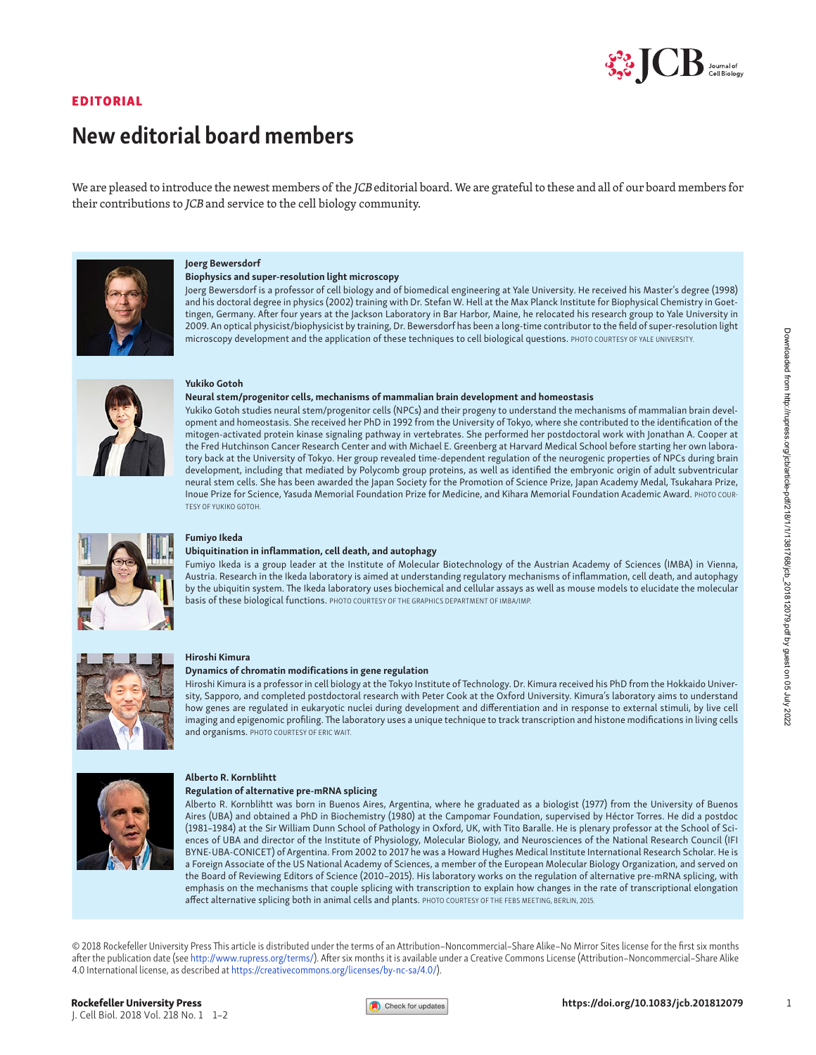EDITORIAL

# New editorial board members

We are pleased to introduce the newest members of the *JCB* editorial board. We are grateful to these and all of our board members for their contributions to *JCB* and service to the cell biology community.

**Joerg Bewersdorf**

**Biophysics and super-resolution light microscopy**

Joerg Bewersdorf is a professor of cell biology and of biomedical engineering at Yale University. He received his Master's degree (1998) and his doctoral degree in physics (2002) training with Dr. Stefan W. Hell at the Max Planck Institute for Biophysical Chemistry in Goettingen, Germany. After four years at the Jackson Laboratory in Bar Harbor, Maine, he relocated his research group to Yale University in 2009. An optical physicist/biophysicist by training, Dr. Bewersdorf has been a long-time contributor to the field of super-resolution light microscopy development and the application of these techniques to cell biological questions. PHOTO COURTESY OF YALE UNIVERSITY.

**Yukiko Gotoh**

**Neural stem/progenitor cells, mechanisms of mammalian brain development and homeostasis**

Yukiko Gotoh studies neural stem/progenitor cells (NPCs) and their progeny to understand the mechanisms of mammalian brain development and homeostasis. She received her PhD in 1992 from the University of Tokyo, where she contributed to the identification of the mitogen-activated protein kinase signaling pathway in vertebrates. She performed her postdoctoral work with Jonathan A. Cooper at the Fred Hutchinson Cancer Research Center and with Michael E. Greenberg at Harvard Medical School before starting her own laboratory back at the University of Tokyo. Her group revealed time-dependent regulation of the neurogenic properties of NPCs during brain development, including that mediated by Polycomb group proteins, as well as identified the embryonic origin of adult subventricular neural stem cells. She has been awarded the Japan Society for the Promotion of Science Prize, Japan Academy Medal, Tsukahara Prize, Inoue Prize for Science, Yasuda Memorial Foundation Prize for Medicine, and Kihara Memorial Foundation Academic Award. PHOTO COURTESY OF YUKIKO GOTOH.

**Fumiyo Ikeda**

**Ubiquitination in inflammation, cell death, and autophagy**

Fumiyo Ikeda is a group leader at the Institute of Molecular Biotechnology of the Austrian Academy of Sciences (IMBA) in Vienna, Austria. Research in the Ikeda laboratory is aimed at understanding regulatory mechanisms of inflammation, cell death, and autophagy by the ubiquitin system. The Ikeda laboratory uses biochemical and cellular assays as well as mouse models to elucidate the molecular basis of these biological functions. PHOTO COURTESY OF THE GRAPHICS DEPARTMENT OF IMBA/IMP.

**Hiroshi Kimura**

**Dynamics of chromatin modifications in gene regulation**

Hiroshi Kimura is a professor in cell biology at the Tokyo Institute of Technology. Dr. Kimura received his PhD from the Hokkaido University, Sapporo, and completed postdoctoral research with Peter Cook at the Oxford University. Kimura's laboratory aims to understand how genes are regulated in eukaryotic nuclei during development and differentiation and in response to external stimuli, by live cell imaging and epigenomic profiling. The laboratory uses a unique technique to track transcription and histone modifications in living cells and organisms. PHOTO COURTESY OF ERIC WAIT.

**Alberto R. Kornblihtt**

**Regulation of alternative pre-mRNA splicing**

Alberto R. Kornblihtt was born in Buenos Aires, Argentina, where he graduated as a biologist (1977) from the University of Buenos Aires (UBA) and obtained a PhD in Biochemistry (1980) at the Campomar Foundation, supervised by Héctor Torres. He did a postdoc (1981–1984) at the Sir William Dunn School of Pathology in Oxford, UK, with Tito Baralle. He is plenary professor at the School of Sciences of UBA and director of the Institute of Physiology, Molecular Biology, and Neurosciences of the National Research Council (IFIBYNE-UBA-CONICET) of Argentina. From 2002 to 2017 he was a Howard Hughes Medical Institute International Research Scholar. He is a Foreign Associate of the US National Academy of Sciences, a member of the European Molecular Biology Organization, and served on the Board of Reviewing Editors of Science (2010–2015). His laboratory works on the regulation of alternative pre-mRNA splicing, with emphasis on the mechanisms that couple splicing with transcription to explain how changes in the rate of transcriptional elongation affect alternative splicing both in animal cells and plants. PHOTO COURTESY OF THE FEBS MEETING, BERLIN, 2015.

© 2018 Rockefeller University Press This article is distributed under the terms of an Attribution–Noncommercial–Share Alike–No Mirror Sites license for the first six months after the publication date (see http://www.rupress.org/terms/). After six months it is available under a Creative Commons License (Attribution–Noncommercial–Share Alike 4.0 International license, as described at https://creativecommons.org/licenses/by-nc-sa/4.0/).

https://doi.org/10.1083/jcb.201812079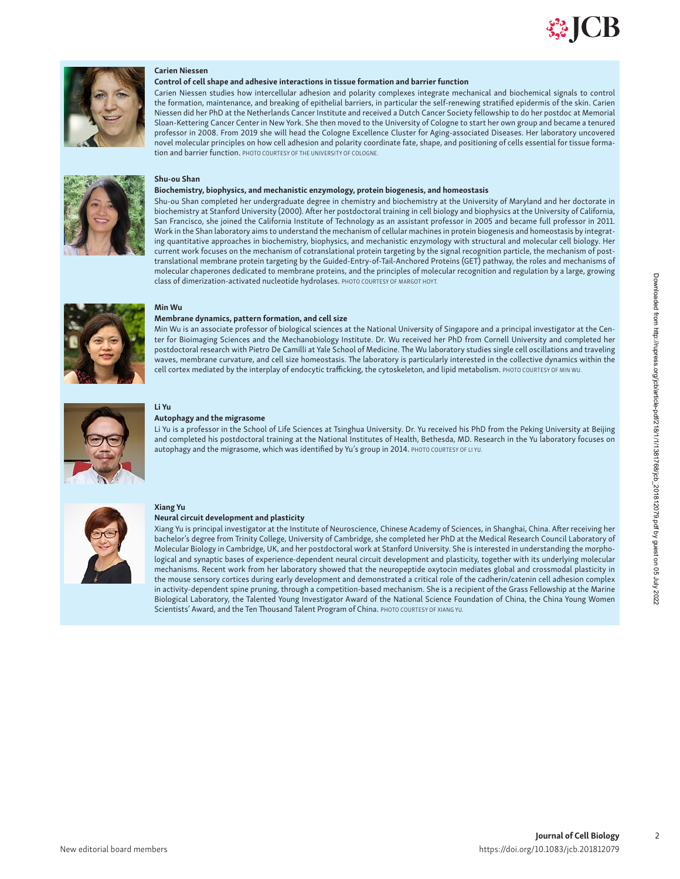### Carien Niessen

**Control of cell shape and adhesive interactions in tissue formation and barrier function**

Carien Niessen studies how intercellular adhesion and polarity complexes integrate mechanical and biochemical signals to control the formation, maintenance, and breaking of epithelial barriers, in particular the self-renewing stratified epidermis of the skin. Carien Niessen did her PhD at the Netherlands Cancer Institute and received a Dutch Cancer Society fellowship to do her postdoc at Memorial Sloan-Kettering Cancer Center in New York. She then moved to the University of Cologne to start her own group and became a tenured professor in 2008. From 2019 she will head the Cologne Excellence Cluster for Aging-associated Diseases. Her laboratory uncovered novel molecular principles on how cell adhesion and polarity coordinate fate, shape, and positioning of cells essential for tissue formation and barrier function. PHOTO COURTESY OF THE UNIVERSITY OF COLOGNE.

### Shu-ou Shan

**Biochemistry, biophysics, and mechanistic enzymology, protein biogenesis, and homeostasis**

Shu-ou Shan completed her undergraduate degree in chemistry and biochemistry at the University of Maryland and her doctorate in biochemistry at Stanford University (2000). After her postdoctoral training in cell biology and biophysics at the University of California, San Francisco, she joined the California Institute of Technology as an assistant professor in 2005 and became full professor in 2011. Work in the Shan laboratory aims to understand the mechanism of cellular machines in protein biogenesis and homeostasis by integrating quantitative approaches in biochemistry, biophysics, and mechanistic enzymology with structural and molecular cell biology. Her current work focuses on the mechanism of cotranslational protein targeting by the signal recognition particle, the mechanism of post-translational membrane protein targeting by the Guided-Entry-of-Tail-Anchored Proteins (GET) pathway, the roles and mechanisms of molecular chaperones dedicated to membrane proteins, and the principles of molecular recognition and regulation by a large, growing class of dimerization-activated nucleotide hydrolases. PHOTO COURTESY OF MARGOT HOYT.

### Min Wu

**Membrane dynamics, pattern formation, and cell size**

Min Wu is an associate professor of biological sciences at the National University of Singapore and a principal investigator at the Center for Bioimaging Sciences and the Mechanobiology Institute. Dr. Wu received her PhD from Cornell University and completed her postdoctoral research with Pietro De Camilli at Yale School of Medicine. The Wu laboratory studies single cell oscillations and traveling waves, membrane curvature, and cell size homeostasis. The laboratory is particularly interested in the collective dynamics within the cell cortex mediated by the interplay of endocytic trafficking, the cytoskeleton, and lipid metabolism. PHOTO COURTESY OF MIN WU.

### Li Yu

**Autophagy and the migrasome**

Li Yu is a professor in the School of Life Sciences at Tsinghua University. Dr. Yu received his PhD from the Peking University at Beijing and completed his postdoctoral training at the National Institutes of Health, Bethesda, MD. Research in the Yu laboratory focuses on autophagy and the migrasome, which was identified by Yu's group in 2014. PHOTO COURTESY OF LI YU.

### Xiang Yu

**Neural circuit development and plasticity**

Xiang Yu is principal investigator at the Institute of Neuroscience, Chinese Academy of Sciences, in Shanghai, China. After receiving her bachelor's degree from Trinity College, University of Cambridge, she completed her PhD at the Medical Research Council Laboratory of Molecular Biology in Cambridge, UK, and her postdoctoral work at Stanford University. She is interested in understanding the morphological and synaptic bases of experience-dependent neural circuit development and plasticity, together with its underlying molecular mechanisms. Recent work from her laboratory showed that the neuropeptide oxytocin mediates global and crossmodal plasticity in the mouse sensory cortices during early development and demonstrated a critical role of the cadherin/catenin cell adhesion complex in activity-dependent spine pruning, through a competition-based mechanism. She is a recipient of the Grass Fellowship at the Marine Biological Laboratory, the Talented Young Investigator Award of the National Science Foundation of China, the China Young Women Scientists' Award, and the Ten Thousand Talent Program of China. PHOTO COURTESY OF XIANG YU.